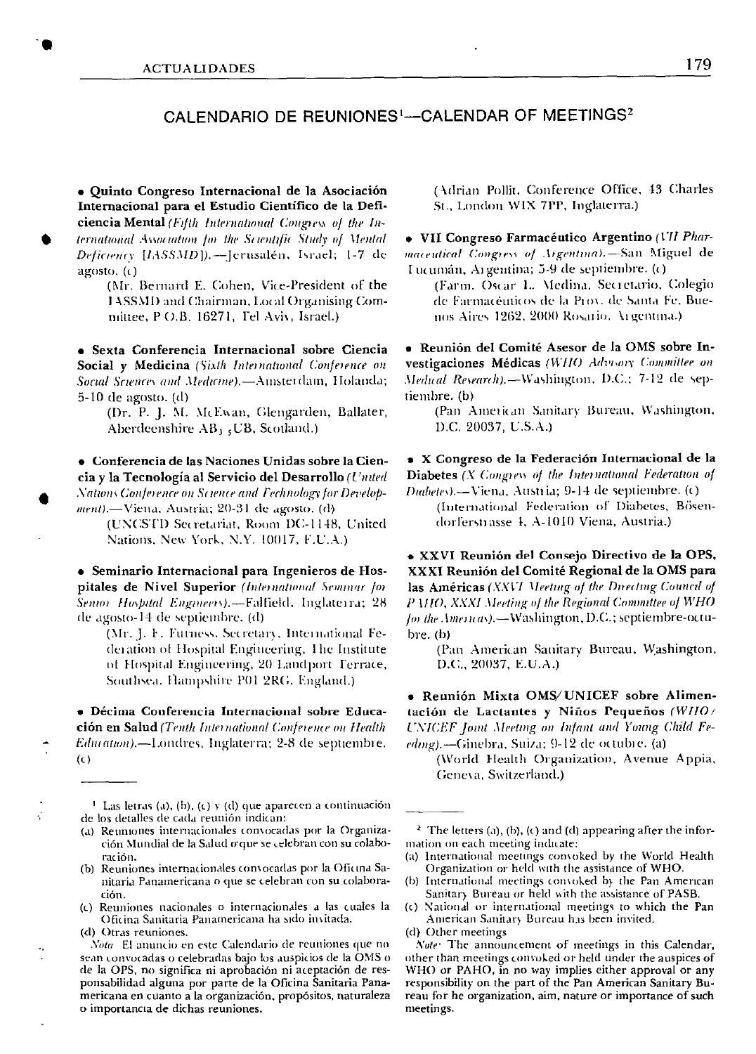## CALENDARIO DE REUNIONES[1]—CALENDAR OF MEETINGS[2]

• **Quinto Congreso Internacional de la Asociación Internacional para el Estudio Científico de la Deficiencia Mental** *(Fifth International Congress of the International Association for the Scientific Study of Mental Deficiency [IASSMD])*.—Jerusalén, Israel; 1-7 de agosto. (c)

(Mr. Bernard E. Cohen, Vice-President of the IASSMD and Chairman, Local Organising Committee, P.O.B. 16271, Tel Aviv, Israel.)

• **Sexta Conferencia Internacional sobre Ciencia Social y Medicina** *(Sixth International Conference on Social Sciences and Medicine)*.—Amsterdam, Holanda; 5-10 de agosto. (d)

(Dr. P. J. M. McEwan, Glengarden, Ballater, Aberdeenshire $AB_3$ $_5$UB, Scotland.)

• **Conferencia de las Naciones Unidas sobre la Ciencia y la Tecnología al Servicio del Desarrollo** *(United Nations Conference on Science and Technology for Development)*.—Viena, Austria; 20-31 de agosto. (d)

(UNCSTD Secretariat, Room DC-1148, United Nations, New York, N.Y. 10017, E.U.A.)

• **Seminario Internacional para Ingenieros de Hospitales de Nivel Superior** *(International Seminar for Senior Hospital Engineers)*.—Falfield, Inglaterra; 28 de agosto-14 de septiembre. (d)

(Mr. J. F. Furness, Secretary, International Federation of Hospital Engineering, The Institute of Hospital Engineering, 20 Landport Terrace, Southsea, Hampshire PO1 2RG, England.)

• **Décima Conferencia Internacional sobre Educación en Salud** *(Tenth International Conference on Health Education)*.—Londres, Inglaterra; 2-8 de septiembre. (c)

(Adrian Pollit, Conference Office, 43 Charles St., London W1X 7PP, Inglaterra.)

• **VII Congreso Farmacéutico Argentino** *(VII Pharmaceutical Congress of Argentina)*.—San Miguel de Tucumán, Argentina; 5-9 de septiembre. (c)

(Farm. Oscar L. Medina, Secretario, Colegio de Farmacéuticos de la Prov. de Santa Fe, Buenos Aires 1262, 2000 Rosario, Argentina.)

• **Reunión del Comité Asesor de la OMS sobre Investigaciones Médicas** *(WHO Advisory Committee on Medical Research)*.—Washington, D.C.; 7-12 de septiembre. (b)

(Pan American Sanitary Bureau, Washington, D.C. 20037, U.S.A.)

• **X Congreso de la Federación Internacional de la Diabetes** *(X Congress of the International Federation of Diabetes)*.—Viena, Austria; 9-14 de septiembre. (c)

(International Federation of Diabetes, Bösendorferstrasse 4, A-1010 Viena, Austria.)

• **XXVI Reunión del Consejo Directivo de la OPS, XXXI Reunión del Comité Regional de la OMS para las Américas** *(XXVI Meeting of the Directing Council of PAHO, XXXI Meeting of the Regional Committee of WHO for the Americas)*.—Washington, D.C.; septiembre-octubre. (b)

(Pan American Sanitary Bureau, Washington, D.C., 20037, E.U.A.)

• **Reunión Mixta OMS/UNICEF sobre Alimentación de Lactantes y Niños Pequeños** *(WHO/UNICEF Joint Meeting on Infant and Young Child Feeding)*.—Ginebra, Suiza; 9-12 de octubre. (a)

(World Health Organization, Avenue Appia, Geneva, Switzerland.)

---

[1] Las letras (a), (b), (c) y (d) que aparecen a continuación de los detalles de cada reunión indican:

(a) Reuniones internacionales convocadas por la Organización Mundial de la Salud o que se celebran con su colaboración.
(b) Reuniones internacionales convocadas por la Oficina Sanitaria Panamericana o que se celebran con su colaboración.
(c) Reuniones nacionales o internacionales a las cuales la Oficina Sanitaria Panamericana ha sido invitada.
(d) Otras reuniones.

*Nota* El anuncio en este Calendario de reuniones que no sean convocadas o celebradas bajo los auspicios de la OMS o de la OPS, no significa ni aprobación ni aceptación de responsabilidad alguna por parte de la Oficina Sanitaria Panamericana en cuanto a la organización, propósitos, naturaleza o importancia de dichas reuniones.

[2] The letters (a), (b), (c) and (d) appearing after the information on each meeting indicate:

(a) International meetings convoked by the World Health Organization or held with the assistance of WHO.
(b) International meetings convoked by the Pan American Sanitary Bureau or held with the assistance of PASB.
(c) National or international meetings to which the Pan American Sanitary Bureau has been invited.
(d) Other meetings

*Note*: The announcement of meetings in this Calendar, other than meetings convoked or held under the auspices of WHO or PAHO, in no way implies either approval or any responsibility on the part of the Pan American Sanitary Bureau for he organization, aim, nature or importance of such meetings.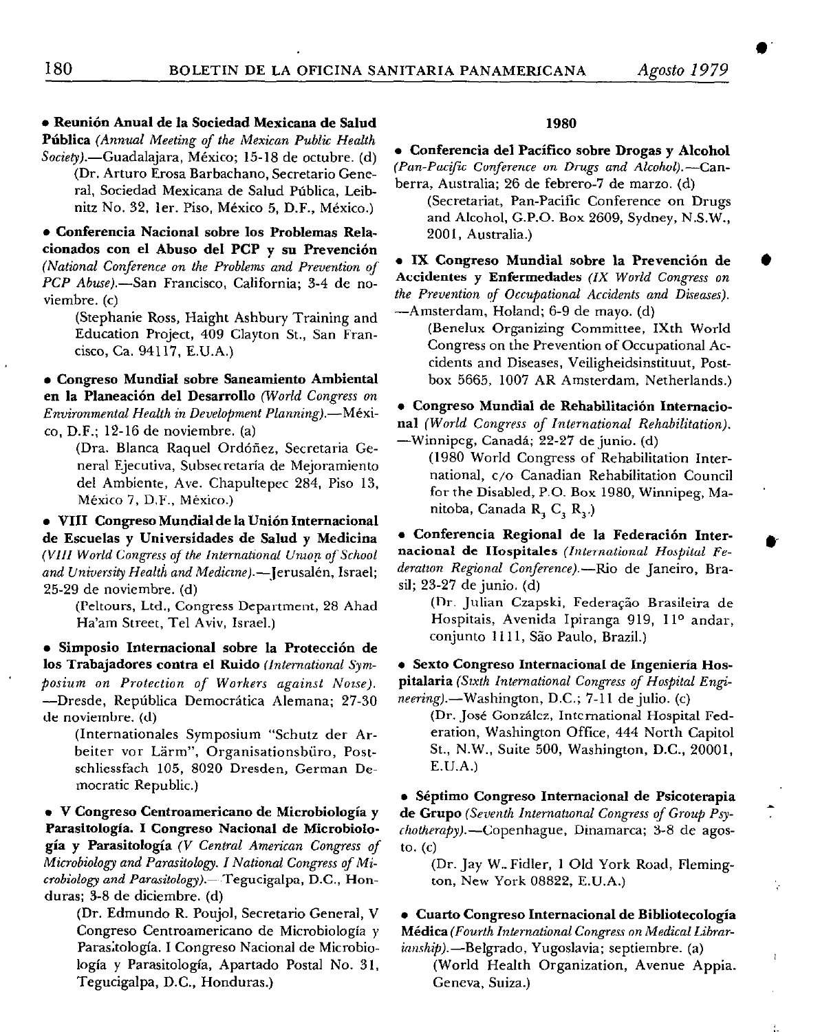• **Reunión Anual de la Sociedad Mexicana de Salud Pública** *(Annual Meeting of the Mexican Public Health Society).*—Guadalajara, México; 15-18 de octubre. (d)

(Dr. Arturo Erosa Barbachano, Secretario General, Sociedad Mexicana de Salud Pública, Leibnitz No. 32, 1er. Piso, México 5, D.F., México.)

• **Conferencia Nacional sobre los Problemas Relacionados con el Abuso del PCP y su Prevención** *(National Conference on the Problems and Prevention of PCP Abuse).*—San Francisco, California; 3-4 de noviembre. (c)

(Stephanie Ross, Haight Ashbury Training and Education Project, 409 Clayton St., San Francisco, Ca. 94117, E.U.A.)

• **Congreso Mundial sobre Saneamiento Ambiental en la Planeación del Desarrollo** *(World Congress on Environmental Health in Development Planning).*—México, D.F.; 12-16 de noviembre. (a)

(Dra. Blanca Raquel Ordóñez, Secretaria General Ejecutiva, Subsecretaría de Mejoramiento del Ambiente, Ave. Chapultepec 284, Piso 13, México 7, D.F., México.)

• **VIII Congreso Mundial de la Unión Internacional de Escuelas y Universidades de Salud y Medicina** *(VIII World Congress of the International Union of School and University Health and Medicine).*—Jerusalén, Israel; 25-29 de noviembre. (d)

(Peltours, Ltd., Congress Department, 28 Ahad Ha'am Street, Tel Aviv, Israel.)

• **Simposio Internacional sobre la Protección de los Trabajadores contra el Ruido** *(International Symposium on Protection of Workers against Noise).*—Dresde, República Democrática Alemana; 27-30 de noviembre. (d)

(Internationales Symposium "Schutz der Arbeiter vor Lärm", Organisationsbüro, Postschliessfach 105, 8020 Dresden, German Democratic Republic.)

• **V Congreso Centroamericano de Microbiología y Parasitología. I Congreso Nacional de Microbiología y Parasitología** *(V Central American Congress of Microbiology and Parasitology. I National Congress of Microbiology and Parasitology).*—Tegucigalpa, D.C., Honduras; 3-8 de diciembre. (d)

(Dr. Edmundo R. Poujol, Secretario General, V Congreso Centroamericano de Microbiología y Parasitología. I Congreso Nacional de Microbiología y Parasitología, Apartado Postal No. 31, Tegucigalpa, D.C., Honduras.)

## 1980

• **Conferencia del Pacífico sobre Drogas y Alcohol** *(Pan-Pacific Conference on Drugs and Alcohol).*—Canberra, Australia; 26 de febrero-7 de marzo. (d)

(Secretariat, Pan-Pacific Conference on Drugs and Alcohol, G.P.O. Box 2609, Sydney, N.S.W., 2001, Australia.)

• **IX Congreso Mundial sobre la Prevención de Accidentes y Enfermedades** *(IX World Congress on the Prevention of Occupational Accidents and Diseases).*—Amsterdam, Holand; 6-9 de mayo. (d)

(Benelux Organizing Committee, IXth World Congress on the Prevention of Occupational Accidents and Diseases, Veiligheidsinstituut, Postbox 5665, 1007 AR Amsterdam, Netherlands.)

• **Congreso Mundial de Rehabilitación Internacional** *(World Congress of International Rehabilitation).*—Winnipeg, Canadá; 22-27 de junio. (d)

(1980 World Congress of Rehabilitation International, c/o Canadian Rehabilitation Council for the Disabled, P.O. Box 1980, Winnipeg, Manitoba, Canada $R_3$ $C_3$ $R_3$.)

• **Conferencia Regional de la Federación Internacional de Hospitales** *(International Hospital Federation Regional Conference).*—Rio de Janeiro, Brasil; 23-27 de junio. (d)

(Dr. Julian Czapski, Federação Brasileira de Hospitais, Avenida Ipiranga 919, 11° andar, conjunto 1111, São Paulo, Brazil.)

• **Sexto Congreso Internacional de Ingeniería Hospitalaria** *(Sixth International Congress of Hospital Engineering).*—Washington, D.C.; 7-11 de julio. (c)

(Dr. José González, International Hospital Federation, Washington Office, 444 North Capitol St., N.W., Suite 500, Washington, D.C., 20001, E.U.A.)

• **Séptimo Congreso Internacional de Psicoterapia de Grupo** *(Seventh International Congress of Group Psychotherapy).*—Copenhague, Dinamarca; 3-8 de agosto. (c)

(Dr. Jay W. Fidler, 1 Old York Road, Flemington, New York 08822, E.U.A.)

• **Cuarto Congreso Internacional de Bibliotecología Médica** *(Fourth International Congress on Medical Librarianship).*—Belgrado, Yugoslavia; septiembre. (a)

(World Health Organization, Avenue Appia. Geneva, Suiza.)